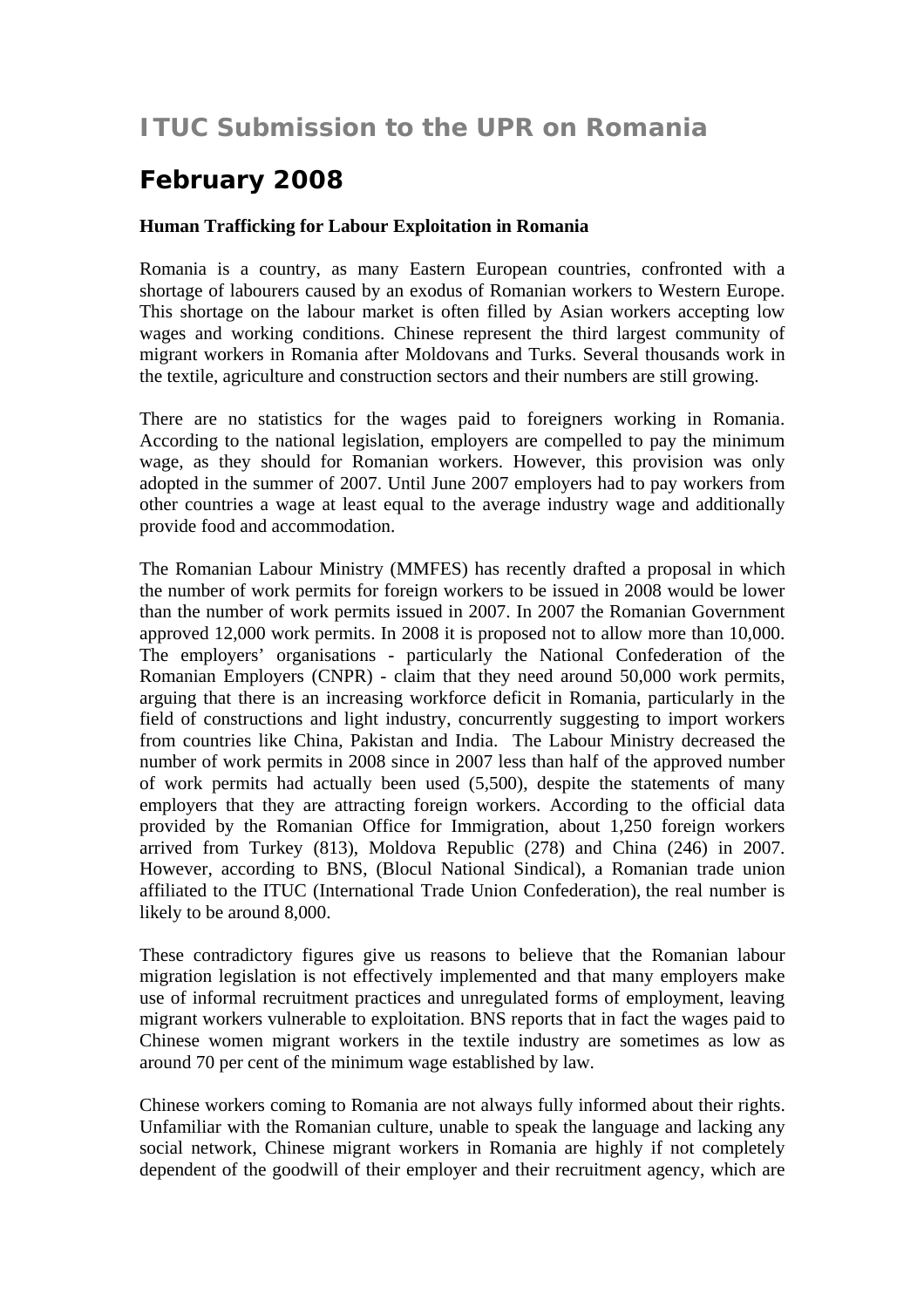# ITUC Submission to the UPR on Romania

# February 2008

### Human Trafficking for Labour Exploitation in Romania

Romania is a country, as many Eastern European countries, confronted with a shortage of labourers caused by an exodus of Romanian workers to Western Europe. This shortage on the labour market is often filled by Asian workers accepting low wages and working conditions. Chinese represent the third largest community of migrant workers in Romania after Moldovans and Turks. Several thousands work in the textile, agriculture and construction sectors and their numbers are still growing.

There are no statistics for the wages paid to foreigners working in Romania. According to the national legislation, employers are compelled to pay the minimum wage, as they should for Romanian workers. However, this provision was only adopted in the summer of 2007. Until June 2007 employers had to pay workers from other countries a wage at least equal to the average industry wage and additionally provide food and accommodation.

The Romanian Labour Ministry (MMFES) has recently drafted a proposal in which the number of work permits for foreign workers to be issued in 2008 would be lower than the number of work permits issued in 2007. In 2007 the Romanian Government approved 12,000 work permits. In 2008 it is proposed not to allow more than 10,000. The employers' organisations - particularly the National Confederation of the Romanian Employers (CNPR) - claim that they need around 50,000 work permits, arguing that there is an increasing workforce deficit in Romania, particularly in the field of constructions and light industry, concurrently suggesting to import workers from countries like China, Pakistan and India. The Labour Ministry decreased the number of work permits in 2008 since in 2007 less than half of the approved number of work permits had actually been used (5,500), despite the statements of many employers that they are attracting foreign workers. According to the official data provided by the Romanian Office for Immigration, about 1,250 foreign workers arrived from Turkey (813), Moldova Republic (278) and China (246) in 2007. However, according to BNS, (Blocul National Sindical), a Romanian trade union affiliated to the ITUC (International Trade Union Confederation), the real number is likely to be around 8,000.

These contradictory figures give us reasons to believe that the Romanian labour migration legislation is not effectively implemented and that many employers make use of informal recruitment practices and unregulated forms of employment, leaving migrant workers vulnerable to exploitation. BNS reports that in fact the wages paid to Chinese women migrant workers in the textile industry are sometimes as low as around 70 per cent of the minimum wage established by law.

Chinese workers coming to Romania are not always fully informed about their rights. Unfamiliar with the Romanian culture, unable to speak the language and lacking any social network, Chinese migrant workers in Romania are highly if not completely dependent of the goodwill of their employer and their recruitment agency, which are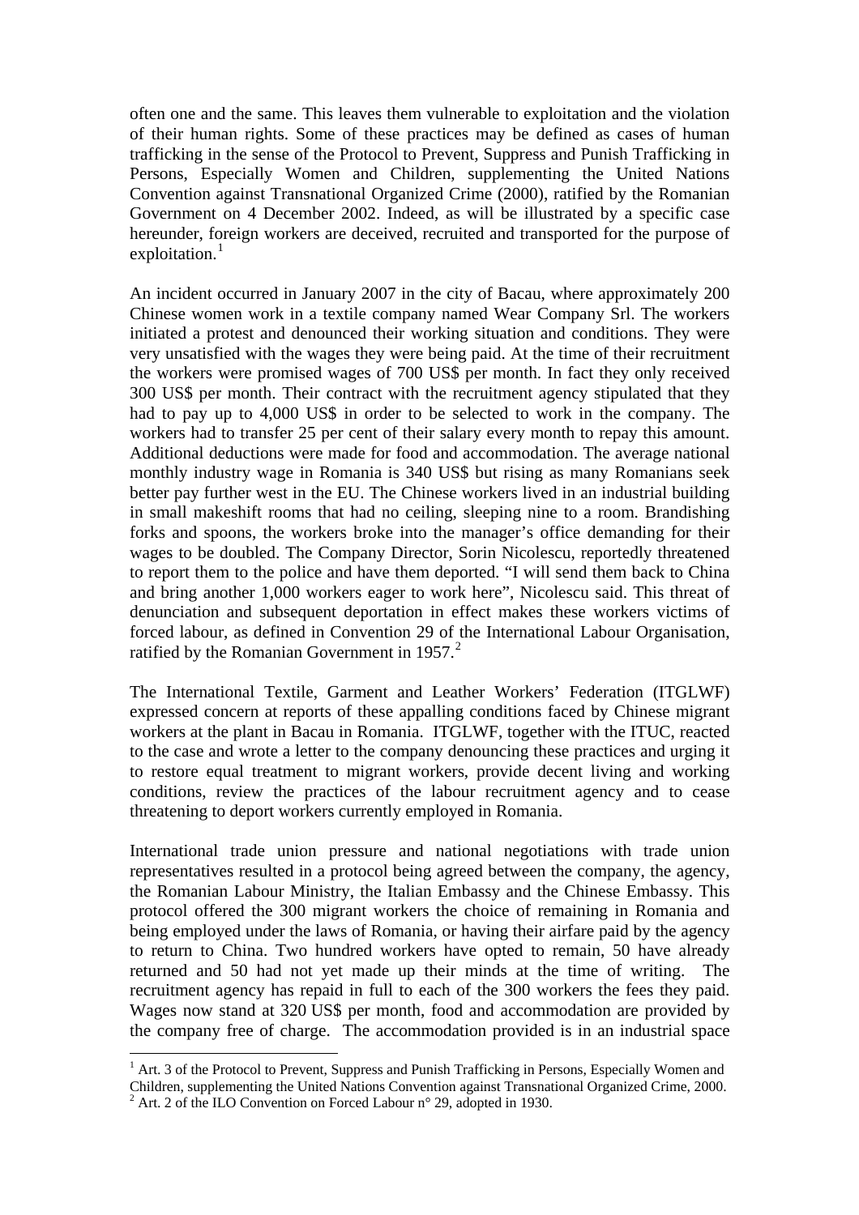often one and the same. This leaves them vulnerable to exploitation and the violation of their human rights. Some of these practices may be defined as cases of human trafficking in the sense of the Protocol to Prevent, Suppress and Punish Trafficking in Persons, Especially Women and Children, supplementing the United Nations Convention against Transnational Organized Crime (2000), ratified by the Romanian Government on 4 December 2002. Indeed, as will be illustrated by a specific case hereunder, foreign workers are deceived, recruited and transported for the purpose of exploitation.[1]

An incident occurred in January 2007 in the city of Bacau, where approximately 200 Chinese women work in a textile company named Wear Company Srl. The workers initiated a protest and denounced their working situation and conditions. They were very unsatisfied with the wages they were being paid. At the time of their recruitment the workers were promised wages of 700 US$ per month. In fact they only received 300 US$ per month. Their contract with the recruitment agency stipulated that they had to pay up to 4,000 US$ in order to be selected to work in the company. The workers had to transfer 25 per cent of their salary every month to repay this amount. Additional deductions were made for food and accommodation. The average national monthly industry wage in Romania is 340 US$ but rising as many Romanians seek better pay further west in the EU. The Chinese workers lived in an industrial building in small makeshift rooms that had no ceiling, sleeping nine to a room. Brandishing forks and spoons, the workers broke into the manager's office demanding for their wages to be doubled. The Company Director, Sorin Nicolescu, reportedly threatened to report them to the police and have them deported. "I will send them back to China and bring another 1,000 workers eager to work here", Nicolescu said. This threat of denunciation and subsequent deportation in effect makes these workers victims of forced labour, as defined in Convention 29 of the International Labour Organisation, ratified by the Romanian Government in 1957.[2]

The International Textile, Garment and Leather Workers' Federation (ITGLWF) expressed concern at reports of these appalling conditions faced by Chinese migrant workers at the plant in Bacau in Romania. ITGLWF, together with the ITUC, reacted to the case and wrote a letter to the company denouncing these practices and urging it to restore equal treatment to migrant workers, provide decent living and working conditions, review the practices of the labour recruitment agency and to cease threatening to deport workers currently employed in Romania.

International trade union pressure and national negotiations with trade union representatives resulted in a protocol being agreed between the company, the agency, the Romanian Labour Ministry, the Italian Embassy and the Chinese Embassy. This protocol offered the 300 migrant workers the choice of remaining in Romania and being employed under the laws of Romania, or having their airfare paid by the agency to return to China. Two hundred workers have opted to remain, 50 have already returned and 50 had not yet made up their minds at the time of writing. The recruitment agency has repaid in full to each of the 300 workers the fees they paid. Wages now stand at 320 US$ per month, food and accommodation are provided by the company free of charge. The accommodation provided is in an industrial space

[1] Art. 3 of the Protocol to Prevent, Suppress and Punish Trafficking in Persons, Especially Women and Children, supplementing the United Nations Convention against Transnational Organized Crime, 2000.

[2] Art. 2 of the ILO Convention on Forced Labour n° 29, adopted in 1930.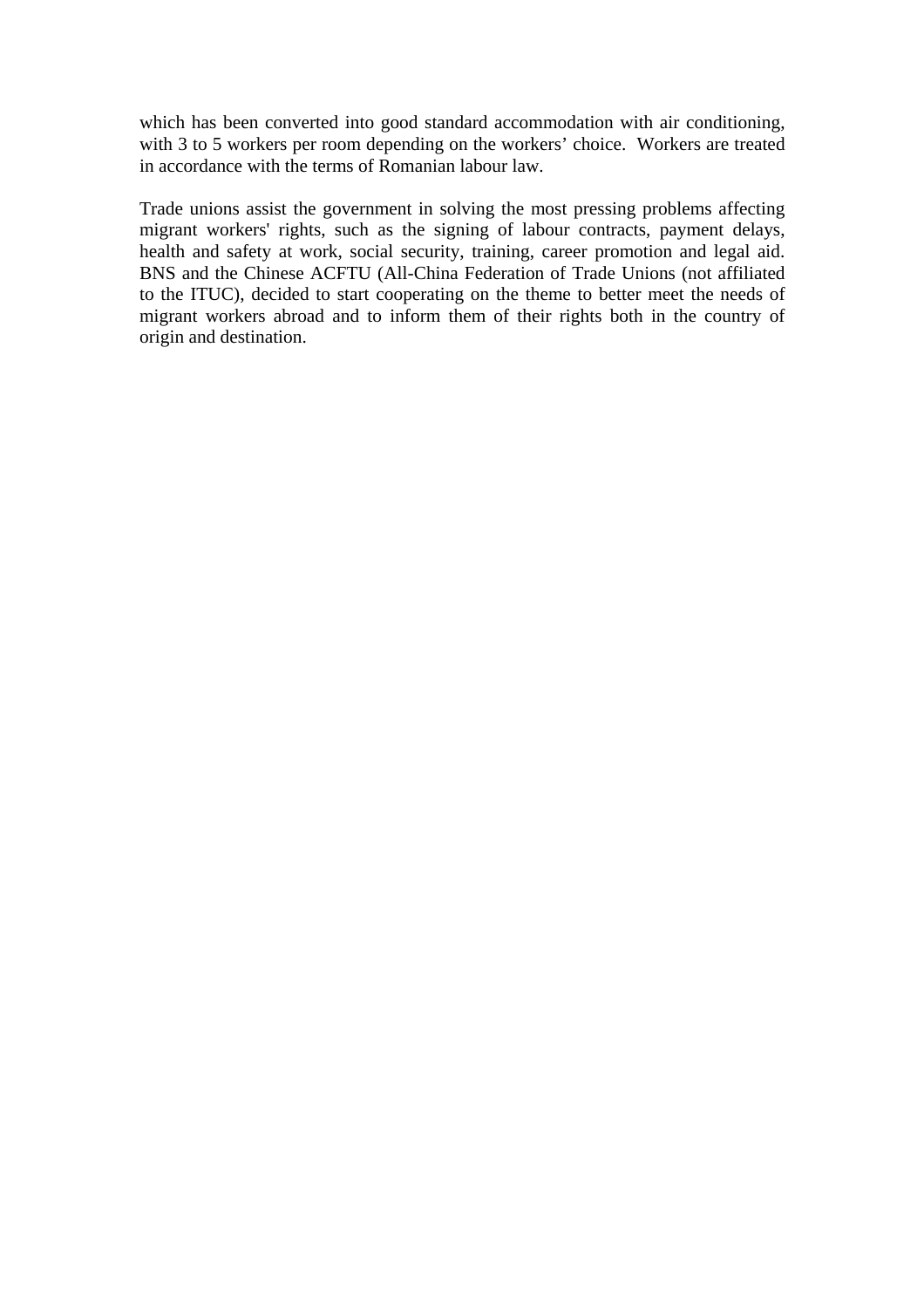which has been converted into good standard accommodation with air conditioning, with 3 to 5 workers per room depending on the workers' choice. Workers are treated in accordance with the terms of Romanian labour law.

Trade unions assist the government in solving the most pressing problems affecting migrant workers' rights, such as the signing of labour contracts, payment delays, health and safety at work, social security, training, career promotion and legal aid. BNS and the Chinese ACFTU (All-China Federation of Trade Unions (not affiliated to the ITUC), decided to start cooperating on the theme to better meet the needs of migrant workers abroad and to inform them of their rights both in the country of origin and destination.